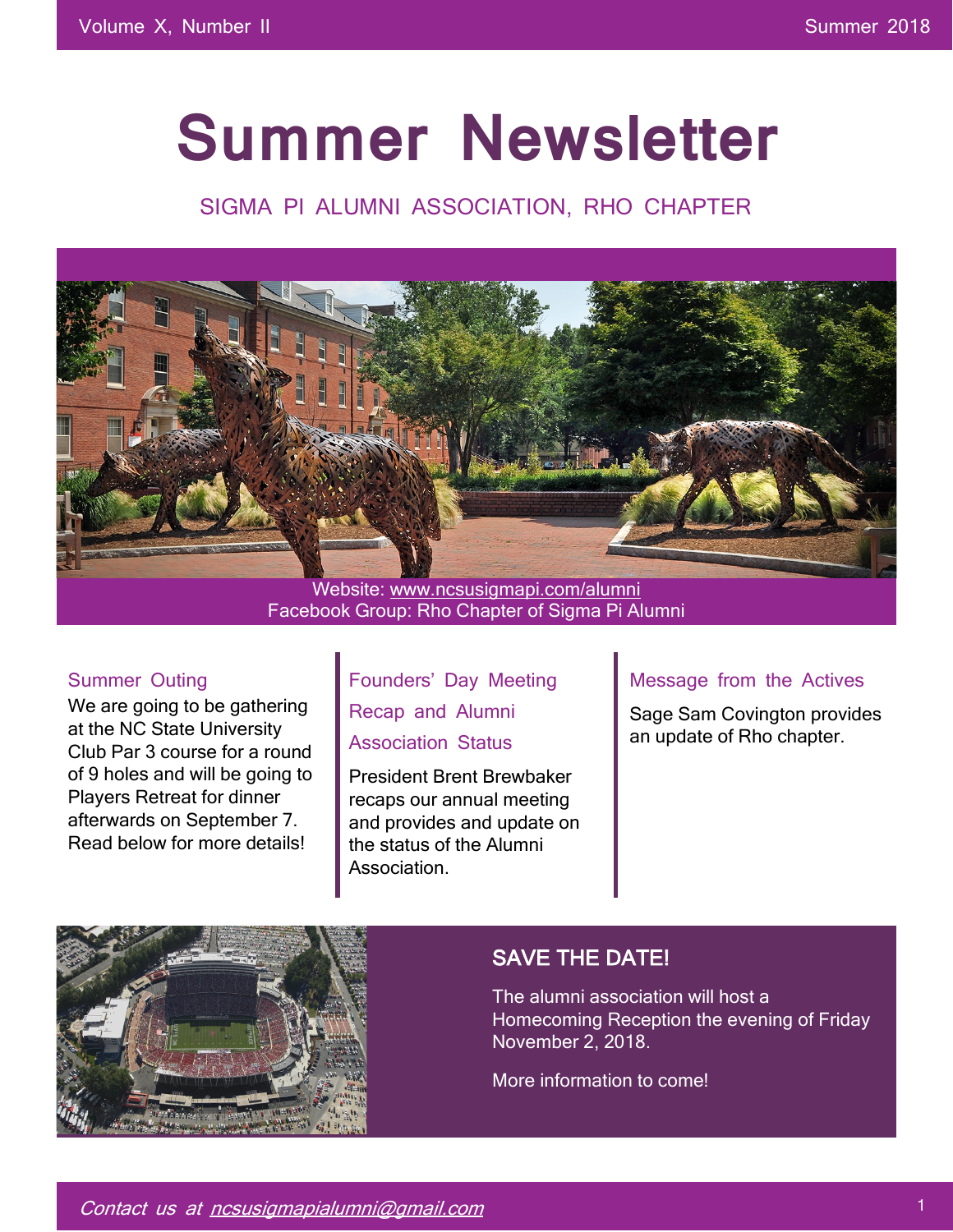# Summer Newsletter

SIGMA PI ALUMNI ASSOCIATION, RHO CHAPTER

Website: www.ncsusigmapi.com/alumni
Facebook Group: Rho Chapter of Sigma Pi Alumni

### Summer Outing

We are going to be gathering at the NC State University Club Par 3 course for a round of 9 holes and will be going to Players Retreat for dinner afterwards on September 7. Read below for more details!

### Founders' Day Meeting Recap and Alumni Association Status

President Brent Brewbaker recaps our annual meeting and provides and update on the status of the Alumni Association.

### Message from the Actives

Sage Sam Covington provides an update of Rho chapter.

## SAVE THE DATE!

The alumni association will host a Homecoming Reception the evening of Friday November 2, 2018.

More information to come!

*Contact us at ncsusigmapialumni@gmail.com*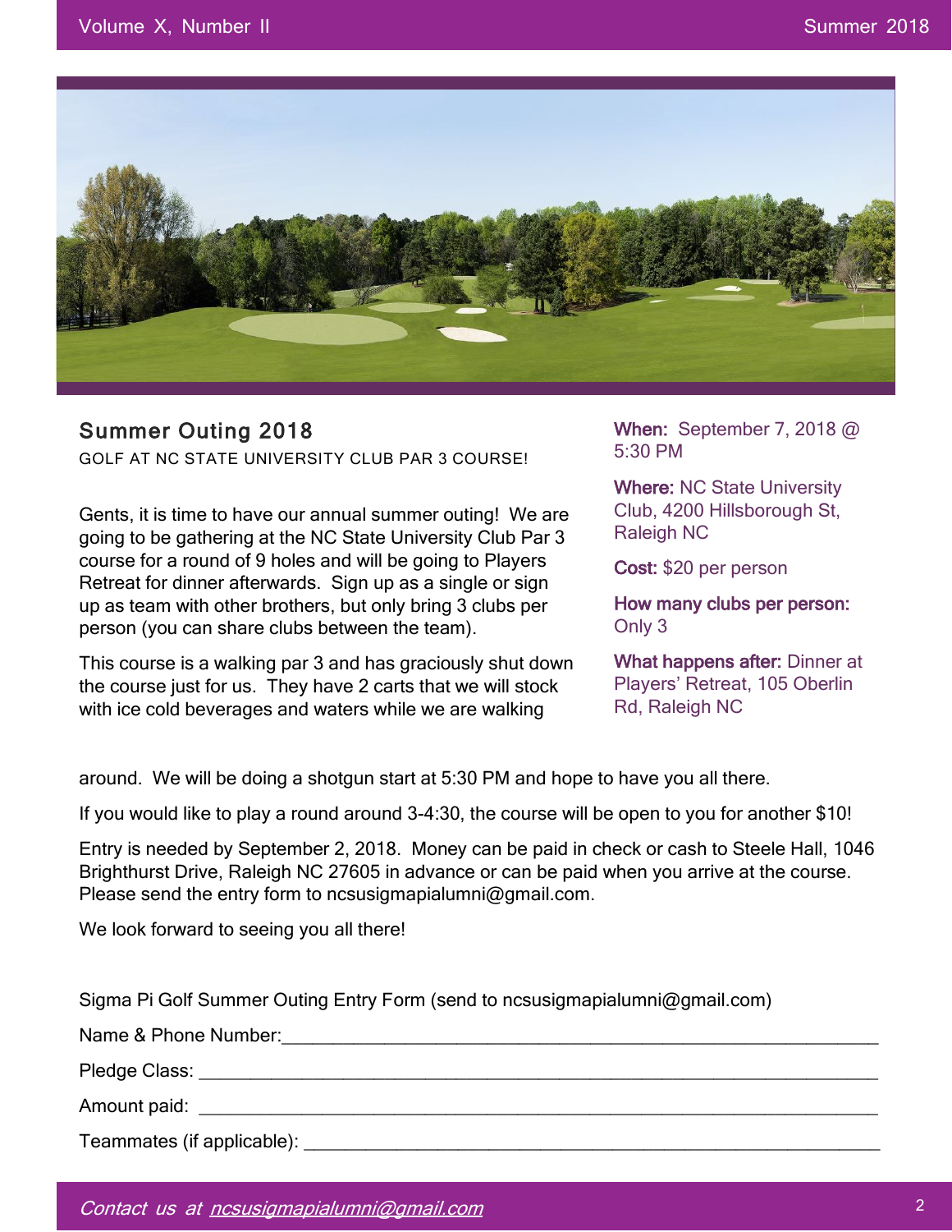## Summer Outing 2018

GOLF AT NC STATE UNIVERSITY CLUB PAR 3 COURSE!

Gents, it is time to have our annual summer outing! We are going to be gathering at the NC State University Club Par 3 course for a round of 9 holes and will be going to Players Retreat for dinner afterwards. Sign up as a single or sign up as team with other brothers, but only bring 3 clubs per person (you can share clubs between the team).

This course is a walking par 3 and has graciously shut down the course just for us. They have 2 carts that we will stock with ice cold beverages and waters while we are walking around. We will be doing a shotgun start at 5:30 PM and hope to have you all there.

If you would like to play a round around 3-4:30, the course will be open to you for another $10!

Entry is needed by September 2, 2018. Money can be paid in check or cash to Steele Hall, 1046 Brighthurst Drive, Raleigh NC 27605 in advance or can be paid when you arrive at the course. Please send the entry form to ncsusigmapialumni@gmail.com.

We look forward to seeing you all there!

**When:** September 7, 2018 @ 5:30 PM

**Where:** NC State University Club, 4200 Hillsborough St, Raleigh NC

**Cost:** $20 per person

**How many clubs per person:** Only 3

**What happens after:** Dinner at Players' Retreat, 105 Oberlin Rd, Raleigh NC

Sigma Pi Golf Summer Outing Entry Form (send to ncsusigmapialumni@gmail.com)

Name & Phone Number:______________________________________________

Pledge Class: ______________________________________________

Amount paid: ______________________________________________

Teammates (if applicable): ______________________________________________

*Contact us at ncsusigmapialumni@gmail.com*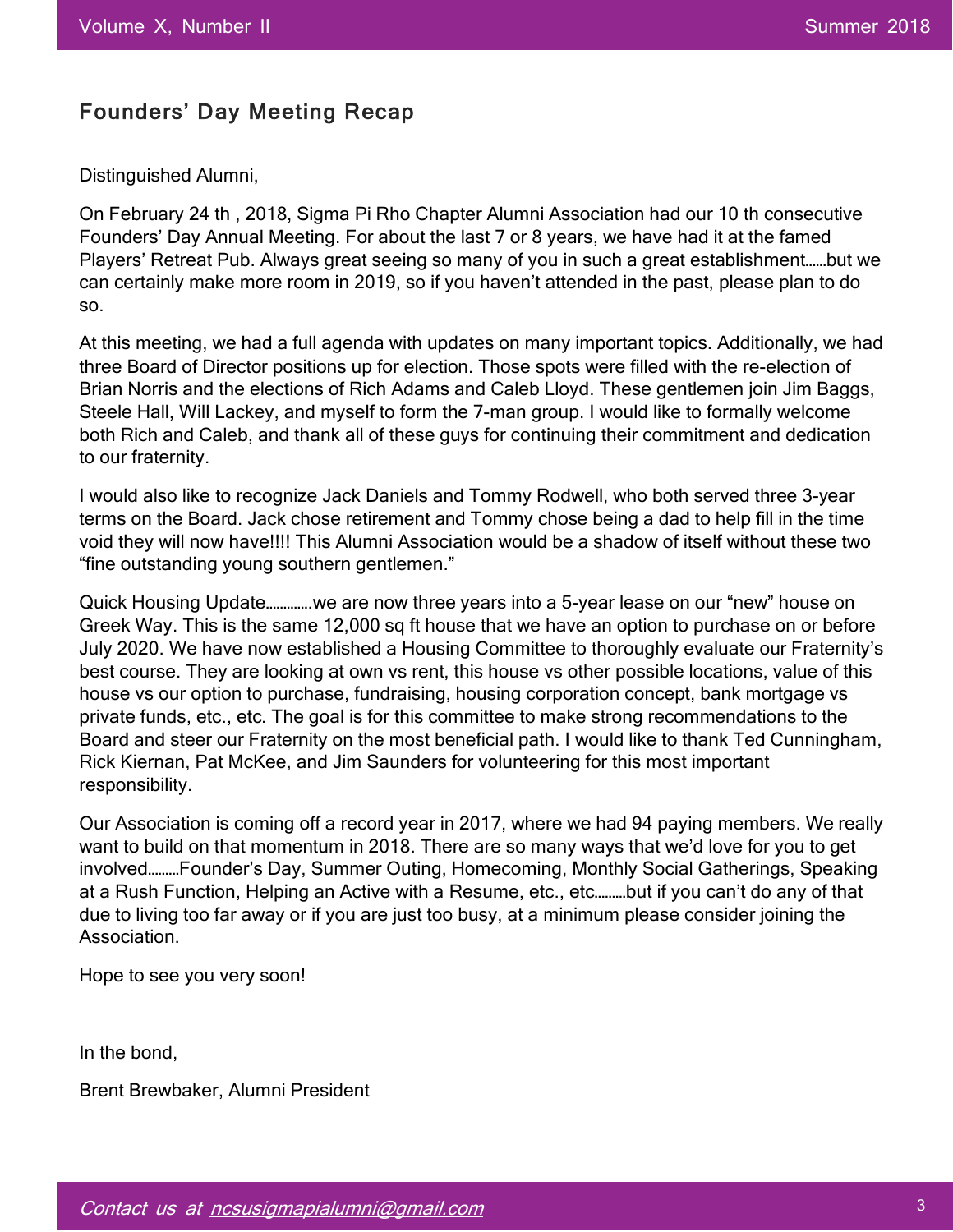## Founders' Day Meeting Recap

Distinguished Alumni,

On February 24 th , 2018, Sigma Pi Rho Chapter Alumni Association had our 10 th consecutive Founders' Day Annual Meeting. For about the last 7 or 8 years, we have had it at the famed Players' Retreat Pub. Always great seeing so many of you in such a great establishment……but we can certainly make more room in 2019, so if you haven't attended in the past, please plan to do so.

At this meeting, we had a full agenda with updates on many important topics. Additionally, we had three Board of Director positions up for election. Those spots were filled with the re-election of Brian Norris and the elections of Rich Adams and Caleb Lloyd. These gentlemen join Jim Baggs, Steele Hall, Will Lackey, and myself to form the 7-man group. I would like to formally welcome both Rich and Caleb, and thank all of these guys for continuing their commitment and dedication to our fraternity.

I would also like to recognize Jack Daniels and Tommy Rodwell, who both served three 3-year terms on the Board. Jack chose retirement and Tommy chose being a dad to help fill in the time void they will now have!!!! This Alumni Association would be a shadow of itself without these two "fine outstanding young southern gentlemen."

Quick Housing Update…………we are now three years into a 5-year lease on our "new" house on Greek Way. This is the same 12,000 sq ft house that we have an option to purchase on or before July 2020. We have now established a Housing Committee to thoroughly evaluate our Fraternity's best course. They are looking at own vs rent, this house vs other possible locations, value of this house vs our option to purchase, fundraising, housing corporation concept, bank mortgage vs private funds, etc., etc. The goal is for this committee to make strong recommendations to the Board and steer our Fraternity on the most beneficial path. I would like to thank Ted Cunningham, Rick Kiernan, Pat McKee, and Jim Saunders for volunteering for this most important responsibility.

Our Association is coming off a record year in 2017, where we had 94 paying members. We really want to build on that momentum in 2018. There are so many ways that we'd love for you to get involved………Founder's Day, Summer Outing, Homecoming, Monthly Social Gatherings, Speaking at a Rush Function, Helping an Active with a Resume, etc., etc………but if you can't do any of that due to living too far away or if you are just too busy, at a minimum please consider joining the Association.

Hope to see you very soon!

In the bond,

Brent Brewbaker, Alumni President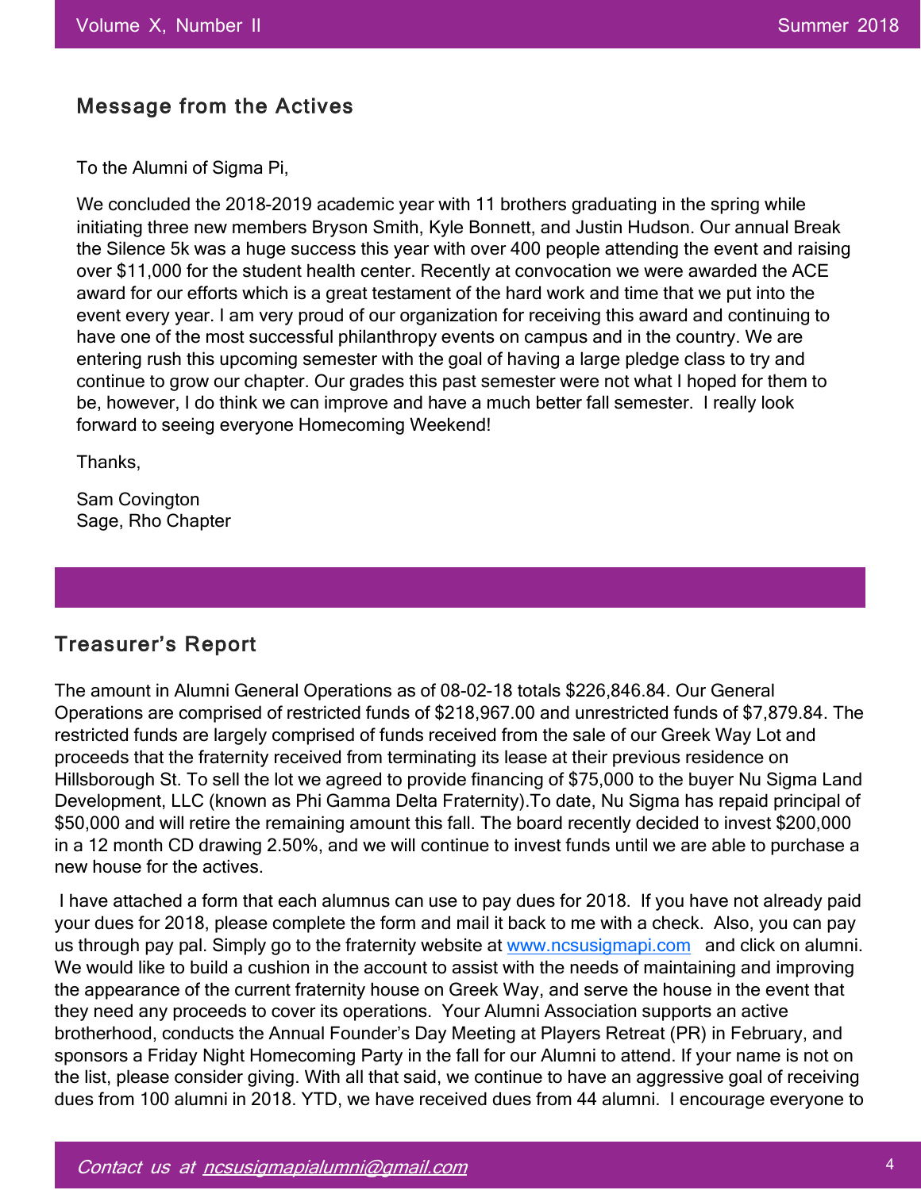## Message from the Actives

To the Alumni of Sigma Pi,

We concluded the 2018-2019 academic year with 11 brothers graduating in the spring while initiating three new members Bryson Smith, Kyle Bonnett, and Justin Hudson. Our annual Break the Silence 5k was a huge success this year with over 400 people attending the event and raising over $11,000 for the student health center. Recently at convocation we were awarded the ACE award for our efforts which is a great testament of the hard work and time that we put into the event every year. I am very proud of our organization for receiving this award and continuing to have one of the most successful philanthropy events on campus and in the country. We are entering rush this upcoming semester with the goal of having a large pledge class to try and continue to grow our chapter. Our grades this past semester were not what I hoped for them to be, however, I do think we can improve and have a much better fall semester. I really look forward to seeing everyone Homecoming Weekend!

Thanks,

Sam Covington
Sage, Rho Chapter

## Treasurer's Report

The amount in Alumni General Operations as of 08-02-18 totals $226,846.84. Our General Operations are comprised of restricted funds of $218,967.00 and unrestricted funds of $7,879.84. The restricted funds are largely comprised of funds received from the sale of our Greek Way Lot and proceeds that the fraternity received from terminating its lease at their previous residence on Hillsborough St. To sell the lot we agreed to provide financing of $75,000 to the buyer Nu Sigma Land Development, LLC (known as Phi Gamma Delta Fraternity).To date, Nu Sigma has repaid principal of $50,000 and will retire the remaining amount this fall. The board recently decided to invest $200,000 in a 12 month CD drawing 2.50%, and we will continue to invest funds until we are able to purchase a new house for the actives.

I have attached a form that each alumnus can use to pay dues for 2018. If you have not already paid your dues for 2018, please complete the form and mail it back to me with a check. Also, you can pay us through pay pal. Simply go to the fraternity website at [www.ncsusigmapi.com](http://www.ncsusigmapi.com) and click on alumni. We would like to build a cushion in the account to assist with the needs of maintaining and improving the appearance of the current fraternity house on Greek Way, and serve the house in the event that they need any proceeds to cover its operations. Your Alumni Association supports an active brotherhood, conducts the Annual Founder's Day Meeting at Players Retreat (PR) in February, and sponsors a Friday Night Homecoming Party in the fall for our Alumni to attend. If your name is not on the list, please consider giving. With all that said, we continue to have an aggressive goal of receiving dues from 100 alumni in 2018. YTD, we have received dues from 44 alumni. I encourage everyone to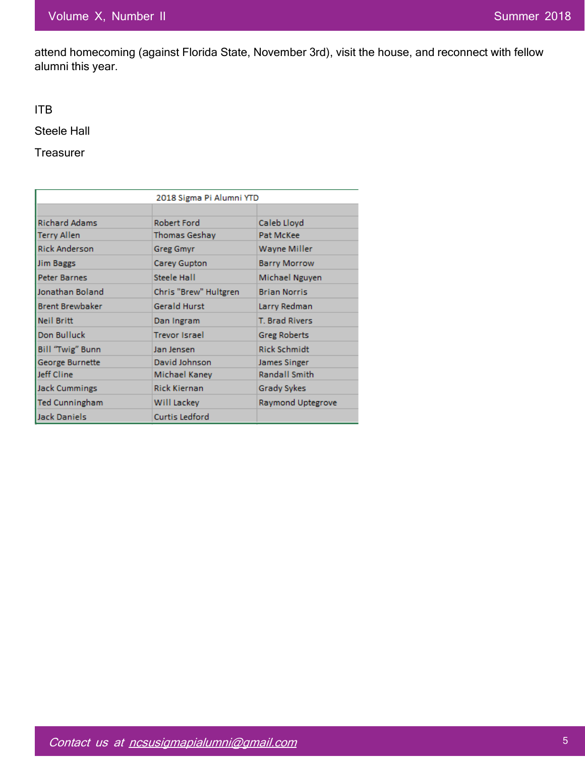attend homecoming (against Florida State, November 3rd), visit the house, and reconnect with fellow alumni this year.

ITB

Steele Hall

Treasurer

| 2018 Sigma Pi Alumni YTD | | |
|---|---|---|
| | | |
| Richard Adams | Robert Ford | Caleb Lloyd |
| Terry Allen | Thomas Geshay | Pat McKee |
| Rick Anderson | Greg Gmyr | Wayne Miller |
| Jim Baggs | Carey Gupton | Barry Morrow |
| Peter Barnes | Steele Hall | Michael Nguyen |
| Jonathan Boland | Chris "Brew" Hultgren | Brian Norris |
| Brent Brewbaker | Gerald Hurst | Larry Redman |
| Neil Britt | Dan Ingram | T. Brad Rivers |
| Don Bulluck | Trevor Israel | Greg Roberts |
| Bill "Twig" Bunn | Jan Jensen | Rick Schmidt |
| George Burnette | David Johnson | James Singer |
| Jeff Cline | Michael Kaney | Randall Smith |
| Jack Cummings | Rick Kiernan | Grady Sykes |
| Ted Cunningham | Will Lackey | Raymond Uptegrove |
| Jack Daniels | Curtis Ledford | |

*Contact us at ncsusigmapialumni@gmail.com*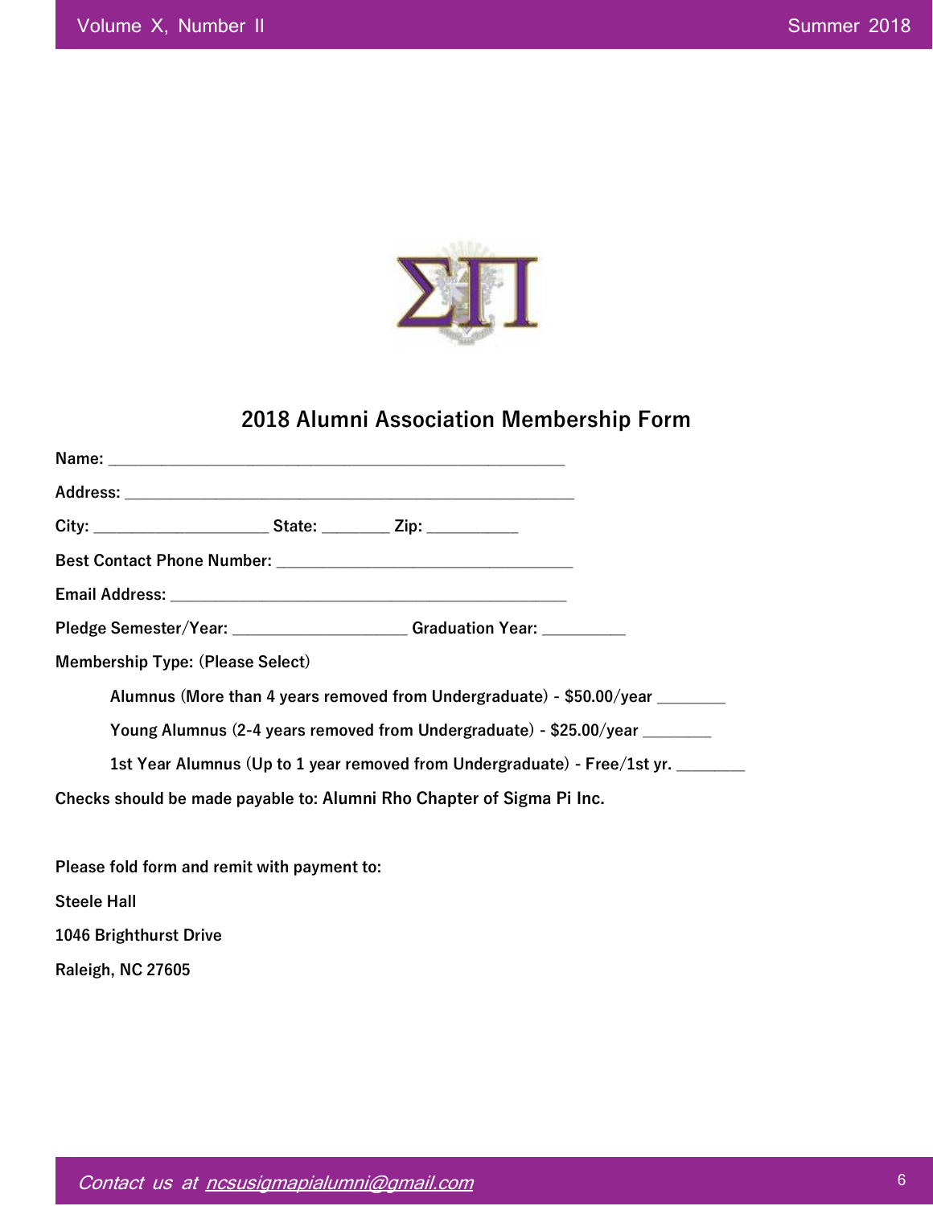## 2018 Alumni Association Membership Form

**Name:** ______________________________________________________

**Address:** _____________________________________________________

**City:** ____________________ **State:** ________ **Zip:** ___________

**Best Contact Phone Number:** __________________________________

**Email Address:** _____________________________________________

**Pledge Semester/Year:** ____________________ **Graduation Year:** __________

**Membership Type: (Please Select)**

- **Alumnus (More than 4 years removed from Undergraduate) - $50.00/year** ________
- **Young Alumnus (2-4 years removed from Undergraduate) - $25.00/year** ________
- **1st Year Alumnus (Up to 1 year removed from Undergraduate) - Free/1st yr.** ________

**Checks should be made payable to: Alumni Rho Chapter of Sigma Pi Inc.**

**Please fold form and remit with payment to:**

**Steele Hall**

**1046 Brighthurst Drive**

**Raleigh, NC 27605**

*Contact us at ncsusigmapialumni@gmail.com*